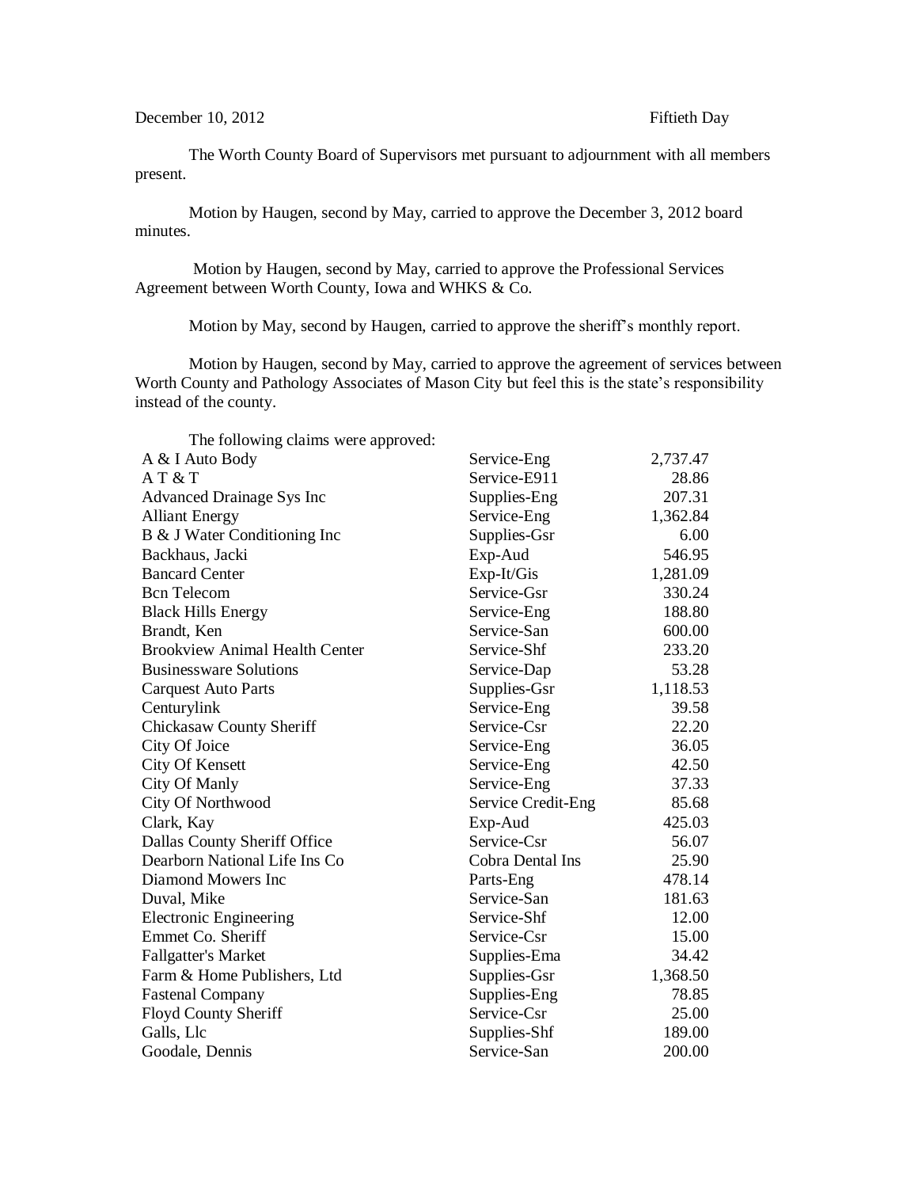December 10, 2012 Fiftieth Day

The Worth County Board of Supervisors met pursuant to adjournment with all members present.

Motion by Haugen, second by May, carried to approve the December 3, 2012 board minutes.

Motion by Haugen, second by May, carried to approve the Professional Services Agreement between Worth County, Iowa and WHKS & Co.

Motion by May, second by Haugen, carried to approve the sheriff's monthly report.

Motion by Haugen, second by May, carried to approve the agreement of services between Worth County and Pathology Associates of Mason City but feel this is the state's responsibility instead of the county.

The following claims were approved:

| | | |
|---|---|---|
| A & I Auto Body | Service-Eng | 2,737.47 |
| A T & T | Service-E911 | 28.86 |
| Advanced Drainage Sys Inc | Supplies-Eng | 207.31 |
| Alliant Energy | Service-Eng | 1,362.84 |
| B & J Water Conditioning Inc | Supplies-Gsr | 6.00 |
| Backhaus, Jacki | Exp-Aud | 546.95 |
| Bancard Center | Exp-It/Gis | 1,281.09 |
| Bcn Telecom | Service-Gsr | 330.24 |
| Black Hills Energy | Service-Eng | 188.80 |
| Brandt, Ken | Service-San | 600.00 |
| Brookview Animal Health Center | Service-Shf | 233.20 |
| Businessware Solutions | Service-Dap | 53.28 |
| Carquest Auto Parts | Supplies-Gsr | 1,118.53 |
| Centurylink | Service-Eng | 39.58 |
| Chickasaw County Sheriff | Service-Csr | 22.20 |
| City Of Joice | Service-Eng | 36.05 |
| City Of Kensett | Service-Eng | 42.50 |
| City Of Manly | Service-Eng | 37.33 |
| City Of Northwood | Service Credit-Eng | 85.68 |
| Clark, Kay | Exp-Aud | 425.03 |
| Dallas County Sheriff Office | Service-Csr | 56.07 |
| Dearborn National Life Ins Co | Cobra Dental Ins | 25.90 |
| Diamond Mowers Inc | Parts-Eng | 478.14 |
| Duval, Mike | Service-San | 181.63 |
| Electronic Engineering | Service-Shf | 12.00 |
| Emmet Co. Sheriff | Service-Csr | 15.00 |
| Fallgatter's Market | Supplies-Ema | 34.42 |
| Farm & Home Publishers, Ltd | Supplies-Gsr | 1,368.50 |
| Fastenal Company | Supplies-Eng | 78.85 |
| Floyd County Sheriff | Service-Csr | 25.00 |
| Galls, Llc | Supplies-Shf | 189.00 |
| Goodale, Dennis | Service-San | 200.00 |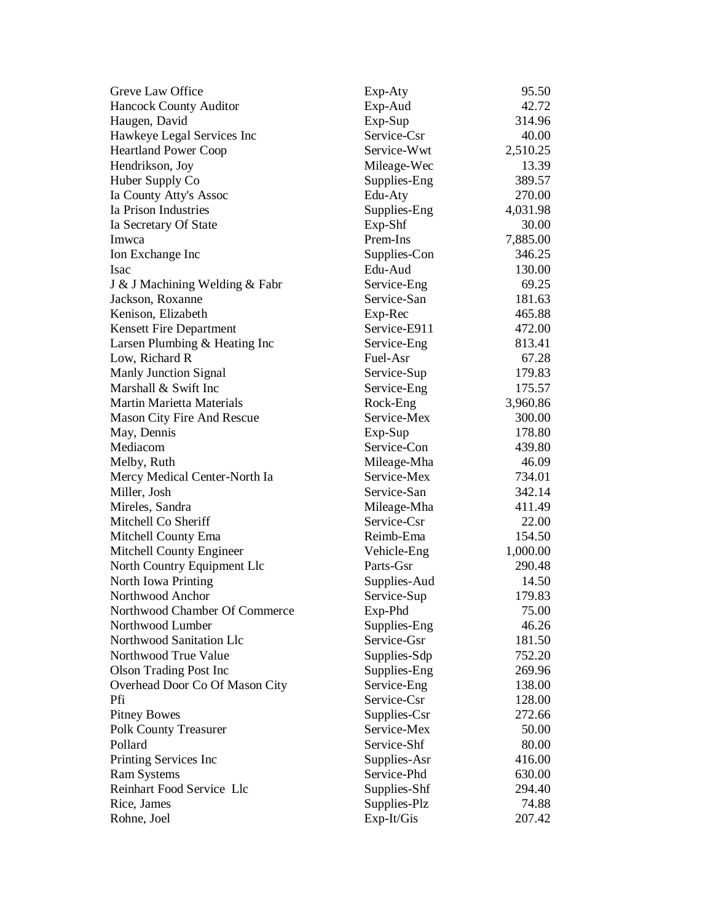| | | |
|---|---|---|
| Greve Law Office | Exp-Aty | 95.50 |
| Hancock County Auditor | Exp-Aud | 42.72 |
| Haugen, David | Exp-Sup | 314.96 |
| Hawkeye Legal Services Inc | Service-Csr | 40.00 |
| Heartland Power Coop | Service-Wwt | 2,510.25 |
| Hendrikson, Joy | Mileage-Wec | 13.39 |
| Huber Supply Co | Supplies-Eng | 389.57 |
| Ia County Atty's Assoc | Edu-Aty | 270.00 |
| Ia Prison Industries | Supplies-Eng | 4,031.98 |
| Ia Secretary Of State | Exp-Shf | 30.00 |
| Imwca | Prem-Ins | 7,885.00 |
| Ion Exchange Inc | Supplies-Con | 346.25 |
| Isac | Edu-Aud | 130.00 |
| J & J Machining Welding & Fabr | Service-Eng | 69.25 |
| Jackson, Roxanne | Service-San | 181.63 |
| Kenison, Elizabeth | Exp-Rec | 465.88 |
| Kensett Fire Department | Service-E911 | 472.00 |
| Larsen Plumbing & Heating Inc | Service-Eng | 813.41 |
| Low, Richard R | Fuel-Asr | 67.28 |
| Manly Junction Signal | Service-Sup | 179.83 |
| Marshall & Swift Inc | Service-Eng | 175.57 |
| Martin Marietta Materials | Rock-Eng | 3,960.86 |
| Mason City Fire And Rescue | Service-Mex | 300.00 |
| May, Dennis | Exp-Sup | 178.80 |
| Mediacom | Service-Con | 439.80 |
| Melby, Ruth | Mileage-Mha | 46.09 |
| Mercy Medical Center-North Ia | Service-Mex | 734.01 |
| Miller, Josh | Service-San | 342.14 |
| Mireles, Sandra | Mileage-Mha | 411.49 |
| Mitchell Co Sheriff | Service-Csr | 22.00 |
| Mitchell County Ema | Reimb-Ema | 154.50 |
| Mitchell County Engineer | Vehicle-Eng | 1,000.00 |
| North Country Equipment Llc | Parts-Gsr | 290.48 |
| North Iowa Printing | Supplies-Aud | 14.50 |
| Northwood Anchor | Service-Sup | 179.83 |
| Northwood Chamber Of Commerce | Exp-Phd | 75.00 |
| Northwood Lumber | Supplies-Eng | 46.26 |
| Northwood Sanitation Llc | Service-Gsr | 181.50 |
| Northwood True Value | Supplies-Sdp | 752.20 |
| Olson Trading Post Inc | Supplies-Eng | 269.96 |
| Overhead Door Co Of Mason City | Service-Eng | 138.00 |
| Pfi | Service-Csr | 128.00 |
| Pitney Bowes | Supplies-Csr | 272.66 |
| Polk County Treasurer | Service-Mex | 50.00 |
| Pollard | Service-Shf | 80.00 |
| Printing Services Inc | Supplies-Asr | 416.00 |
| Ram Systems | Service-Phd | 630.00 |
| Reinhart Food Service Llc | Supplies-Shf | 294.40 |
| Rice, James | Supplies-Plz | 74.88 |
| Rohne, Joel | Exp-It/Gis | 207.42 |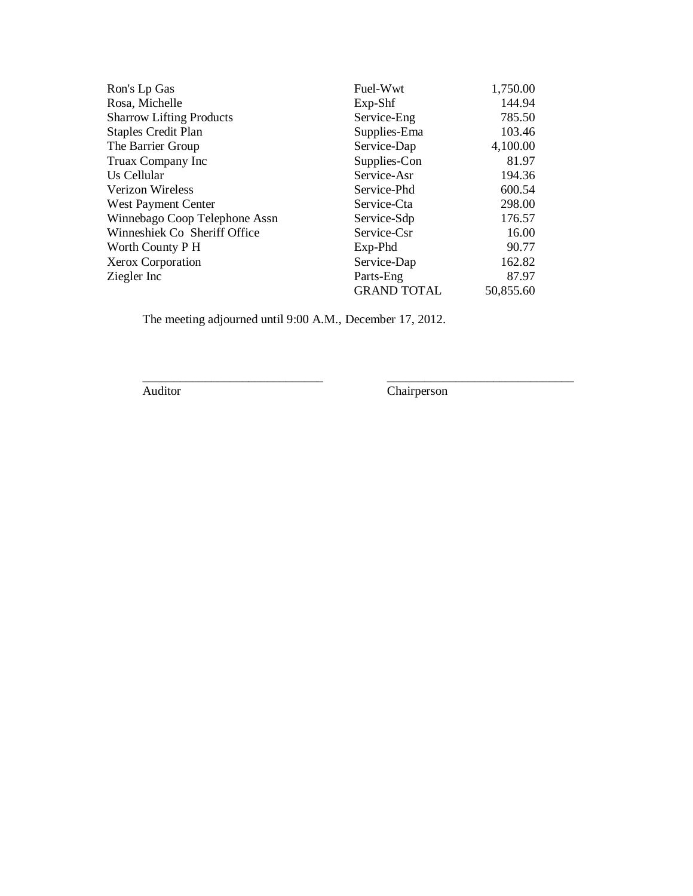| | | |
|---|---|---|
| Ron's Lp Gas | Fuel-Wwt | 1,750.00 |
| Rosa, Michelle | Exp-Shf | 144.94 |
| Sharrow Lifting Products | Service-Eng | 785.50 |
| Staples Credit Plan | Supplies-Ema | 103.46 |
| The Barrier Group | Service-Dap | 4,100.00 |
| Truax Company Inc | Supplies-Con | 81.97 |
| Us Cellular | Service-Asr | 194.36 |
| Verizon Wireless | Service-Phd | 600.54 |
| West Payment Center | Service-Cta | 298.00 |
| Winnebago Coop Telephone Assn | Service-Sdp | 176.57 |
| Winneshiek Co Sheriff Office | Service-Csr | 16.00 |
| Worth County P H | Exp-Phd | 90.77 |
| Xerox Corporation | Service-Dap | 162.82 |
| Ziegler Inc | Parts-Eng | 87.97 |
| | GRAND TOTAL | 50,855.60 |

The meeting adjourned until 9:00 A.M., December 17, 2012.

_____________________________ _____________________________

Auditor Chairperson